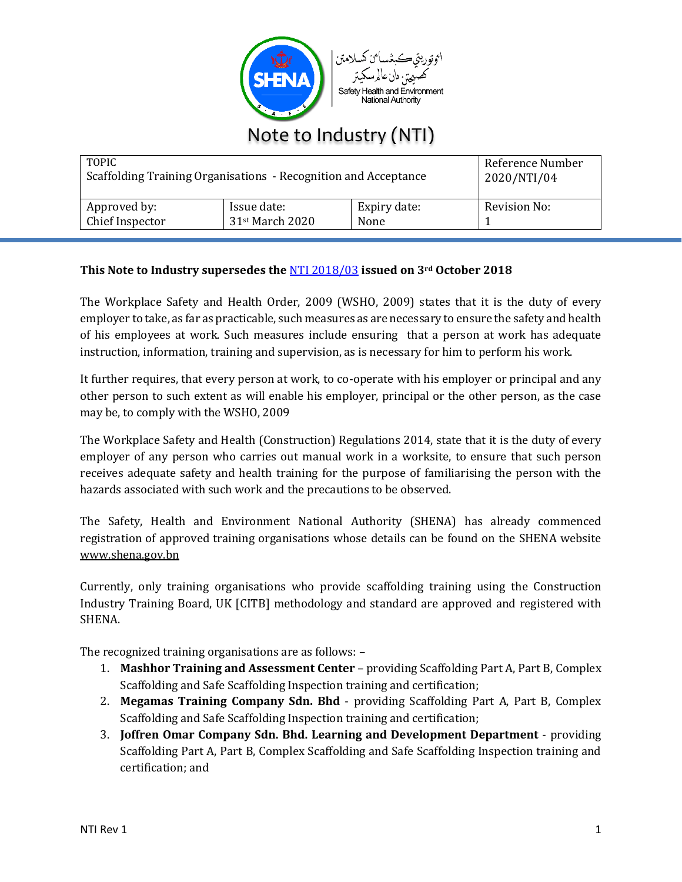اوتوريتي كبغساءن كسلامتن كصيحتن دان عالم سكيتر
Safety Health and Environment National Authority

# Note to Industry (NTI)

| TOPIC<br>Scaffolding Training Organisations - Recognition and Acceptance | | | Reference Number<br>2020/NTI/04 |
|---|---|---|---|
| Approved by:<br>Chief Inspector | Issue date:<br>31st March 2020 | Expiry date:<br>None | Revision No:<br>1 |

**This Note to Industry supersedes the NTI 2018/03 issued on 3rd October 2018**

The Workplace Safety and Health Order, 2009 (WSHO, 2009) states that it is the duty of every employer to take, as far as practicable, such measures as are necessary to ensure the safety and health of his employees at work. Such measures include ensuring that a person at work has adequate instruction, information, training and supervision, as is necessary for him to perform his work.

It further requires, that every person at work, to co-operate with his employer or principal and any other person to such extent as will enable his employer, principal or the other person, as the case may be, to comply with the WSHO, 2009

The Workplace Safety and Health (Construction) Regulations 2014, state that it is the duty of every employer of any person who carries out manual work in a worksite, to ensure that such person receives adequate safety and health training for the purpose of familiarising the person with the hazards associated with such work and the precautions to be observed.

The Safety, Health and Environment National Authority (SHENA) has already commenced registration of approved training organisations whose details can be found on the SHENA website www.shena.gov.bn

Currently, only training organisations who provide scaffolding training using the Construction Industry Training Board, UK [CITB] methodology and standard are approved and registered with SHENA.

The recognized training organisations are as follows: –

1. **Mashhor Training and Assessment Center** – providing Scaffolding Part A, Part B, Complex Scaffolding and Safe Scaffolding Inspection training and certification;
2. **Megamas Training Company Sdn. Bhd** - providing Scaffolding Part A, Part B, Complex Scaffolding and Safe Scaffolding Inspection training and certification;
3. **Joffren Omar Company Sdn. Bhd. Learning and Development Department** - providing Scaffolding Part A, Part B, Complex Scaffolding and Safe Scaffolding Inspection training and certification; and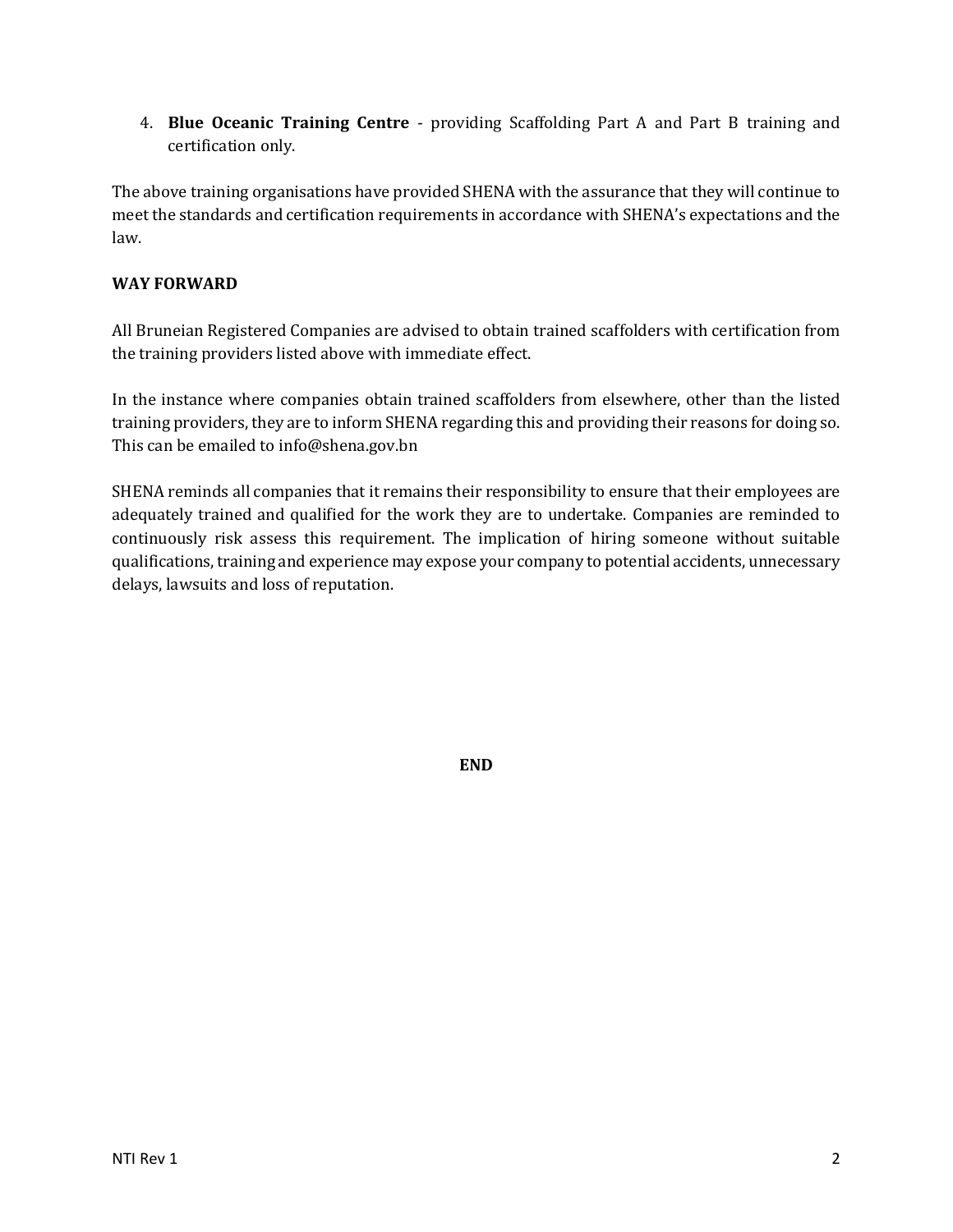4. **Blue Oceanic Training Centre** - providing Scaffolding Part A and Part B training and certification only.

The above training organisations have provided SHENA with the assurance that they will continue to meet the standards and certification requirements in accordance with SHENA's expectations and the law.

**WAY FORWARD**

All Bruneian Registered Companies are advised to obtain trained scaffolders with certification from the training providers listed above with immediate effect.

In the instance where companies obtain trained scaffolders from elsewhere, other than the listed training providers, they are to inform SHENA regarding this and providing their reasons for doing so. This can be emailed to info@shena.gov.bn

SHENA reminds all companies that it remains their responsibility to ensure that their employees are adequately trained and qualified for the work they are to undertake. Companies are reminded to continuously risk assess this requirement. The implication of hiring someone without suitable qualifications, training and experience may expose your company to potential accidents, unnecessary delays, lawsuits and loss of reputation.

**END**